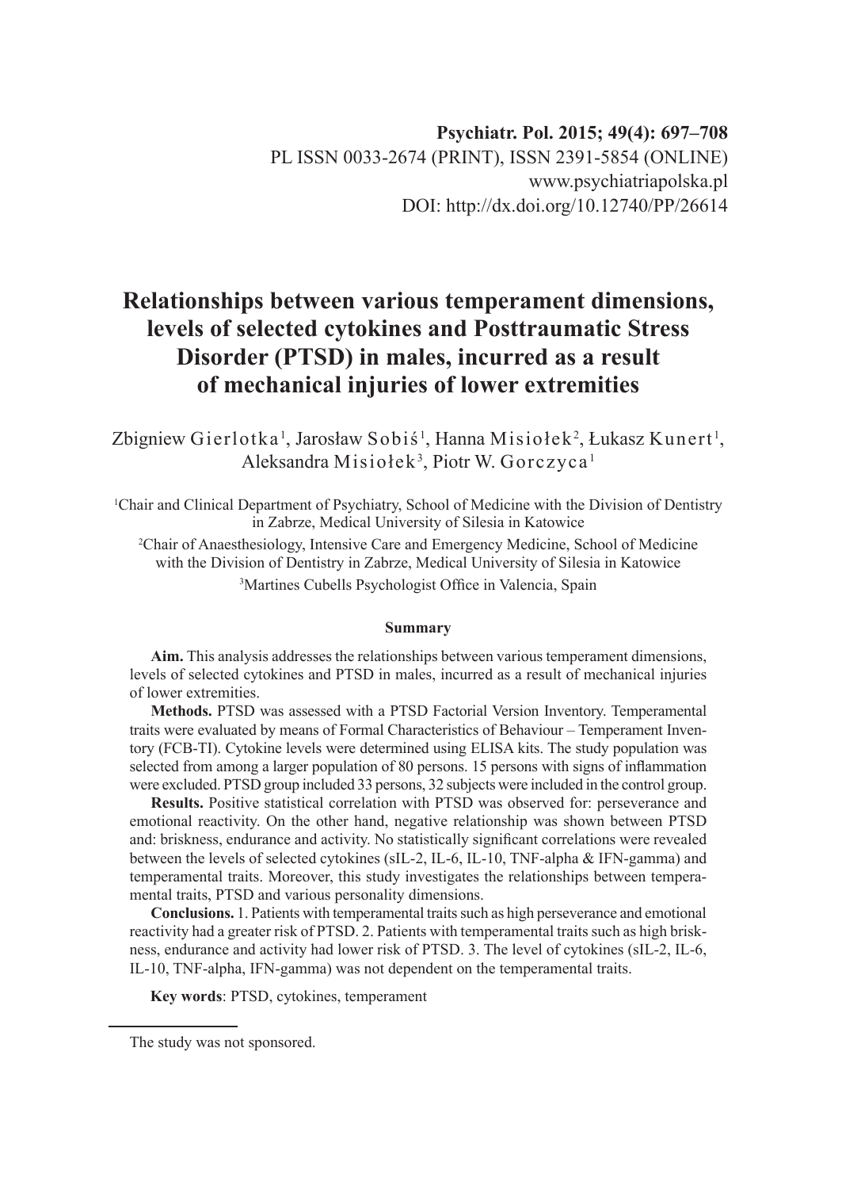Psychiatr. Pol. 2015; 49(4): 697–708

PL ISSN 0033-2674 (PRINT), ISSN 2391-5854 (ONLINE)

www.psychiatriapolska.pl

DOI: http://dx.doi.org/10.12740/PP/26614

# Relationships between various temperament dimensions, levels of selected cytokines and Posttraumatic Stress Disorder (PTSD) in males, incurred as a result of mechanical injuries of lower extremities

Zbigniew Gierlotka[1], Jarosław Sobiś[1], Hanna Misiołek[2], Łukasz Kunert[1], Aleksandra Misiołek[3], Piotr W. Gorczyca[1]

[1]Chair and Clinical Department of Psychiatry, School of Medicine with the Division of Dentistry in Zabrze, Medical University of Silesia in Katowice

[2]Chair of Anaesthesiology, Intensive Care and Emergency Medicine, School of Medicine with the Division of Dentistry in Zabrze, Medical University of Silesia in Katowice

[3]Martines Cubells Psychologist Office in Valencia, Spain

### Summary

**Aim.** This analysis addresses the relationships between various temperament dimensions, levels of selected cytokines and PTSD in males, incurred as a result of mechanical injuries of lower extremities.

**Methods.** PTSD was assessed with a PTSD Factorial Version Inventory. Temperamental traits were evaluated by means of Formal Characteristics of Behaviour – Temperament Inventory (FCB-TI). Cytokine levels were determined using ELISA kits. The study population was selected from among a larger population of 80 persons. 15 persons with signs of inflammation were excluded. PTSD group included 33 persons, 32 subjects were included in the control group.

**Results.** Positive statistical correlation with PTSD was observed for: perseverance and emotional reactivity. On the other hand, negative relationship was shown between PTSD and: briskness, endurance and activity. No statistically significant correlations were revealed between the levels of selected cytokines (sIL-2, IL-6, IL-10, TNF-alpha & IFN-gamma) and temperamental traits. Moreover, this study investigates the relationships between temperamental traits, PTSD and various personality dimensions.

**Conclusions.** 1. Patients with temperamental traits such as high perseverance and emotional reactivity had a greater risk of PTSD. 2. Patients with temperamental traits such as high briskness, endurance and activity had lower risk of PTSD. 3. The level of cytokines (sIL-2, IL-6, IL-10, TNF-alpha, IFN-gamma) was not dependent on the temperamental traits.

**Key words**: PTSD, cytokines, temperament

The study was not sponsored.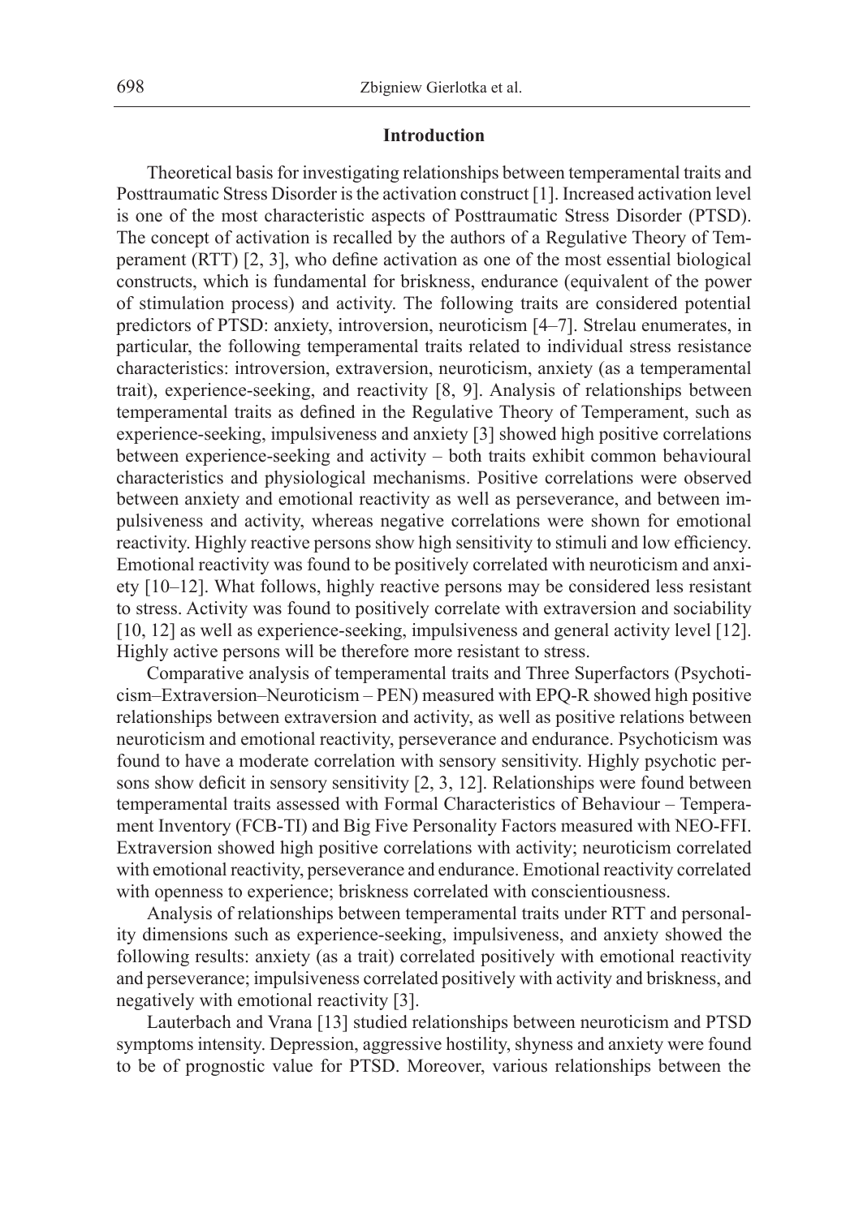## Introduction

Theoretical basis for investigating relationships between temperamental traits and Posttraumatic Stress Disorder is the activation construct [1]. Increased activation level is one of the most characteristic aspects of Posttraumatic Stress Disorder (PTSD). The concept of activation is recalled by the authors of a Regulative Theory of Temperament (RTT) [2, 3], who define activation as one of the most essential biological constructs, which is fundamental for briskness, endurance (equivalent of the power of stimulation process) and activity. The following traits are considered potential predictors of PTSD: anxiety, introversion, neuroticism [4–7]. Strelau enumerates, in particular, the following temperamental traits related to individual stress resistance characteristics: introversion, extraversion, neuroticism, anxiety (as a temperamental trait), experience-seeking, and reactivity [8, 9]. Analysis of relationships between temperamental traits as defined in the Regulative Theory of Temperament, such as experience-seeking, impulsiveness and anxiety [3] showed high positive correlations between experience-seeking and activity – both traits exhibit common behavioural characteristics and physiological mechanisms. Positive correlations were observed between anxiety and emotional reactivity as well as perseverance, and between impulsiveness and activity, whereas negative correlations were shown for emotional reactivity. Highly reactive persons show high sensitivity to stimuli and low efficiency. Emotional reactivity was found to be positively correlated with neuroticism and anxiety [10–12]. What follows, highly reactive persons may be considered less resistant to stress. Activity was found to positively correlate with extraversion and sociability [10, 12] as well as experience-seeking, impulsiveness and general activity level [12]. Highly active persons will be therefore more resistant to stress.

Comparative analysis of temperamental traits and Three Superfactors (Psychoticism–Extraversion–Neuroticism – PEN) measured with EPQ-R showed high positive relationships between extraversion and activity, as well as positive relations between neuroticism and emotional reactivity, perseverance and endurance. Psychoticism was found to have a moderate correlation with sensory sensitivity. Highly psychotic persons show deficit in sensory sensitivity [2, 3, 12]. Relationships were found between temperamental traits assessed with Formal Characteristics of Behaviour – Temperament Inventory (FCB-TI) and Big Five Personality Factors measured with NEO-FFI. Extraversion showed high positive correlations with activity; neuroticism correlated with emotional reactivity, perseverance and endurance. Emotional reactivity correlated with openness to experience; briskness correlated with conscientiousness.

Analysis of relationships between temperamental traits under RTT and personality dimensions such as experience-seeking, impulsiveness, and anxiety showed the following results: anxiety (as a trait) correlated positively with emotional reactivity and perseverance; impulsiveness correlated positively with activity and briskness, and negatively with emotional reactivity [3].

Lauterbach and Vrana [13] studied relationships between neuroticism and PTSD symptoms intensity. Depression, aggressive hostility, shyness and anxiety were found to be of prognostic value for PTSD. Moreover, various relationships between the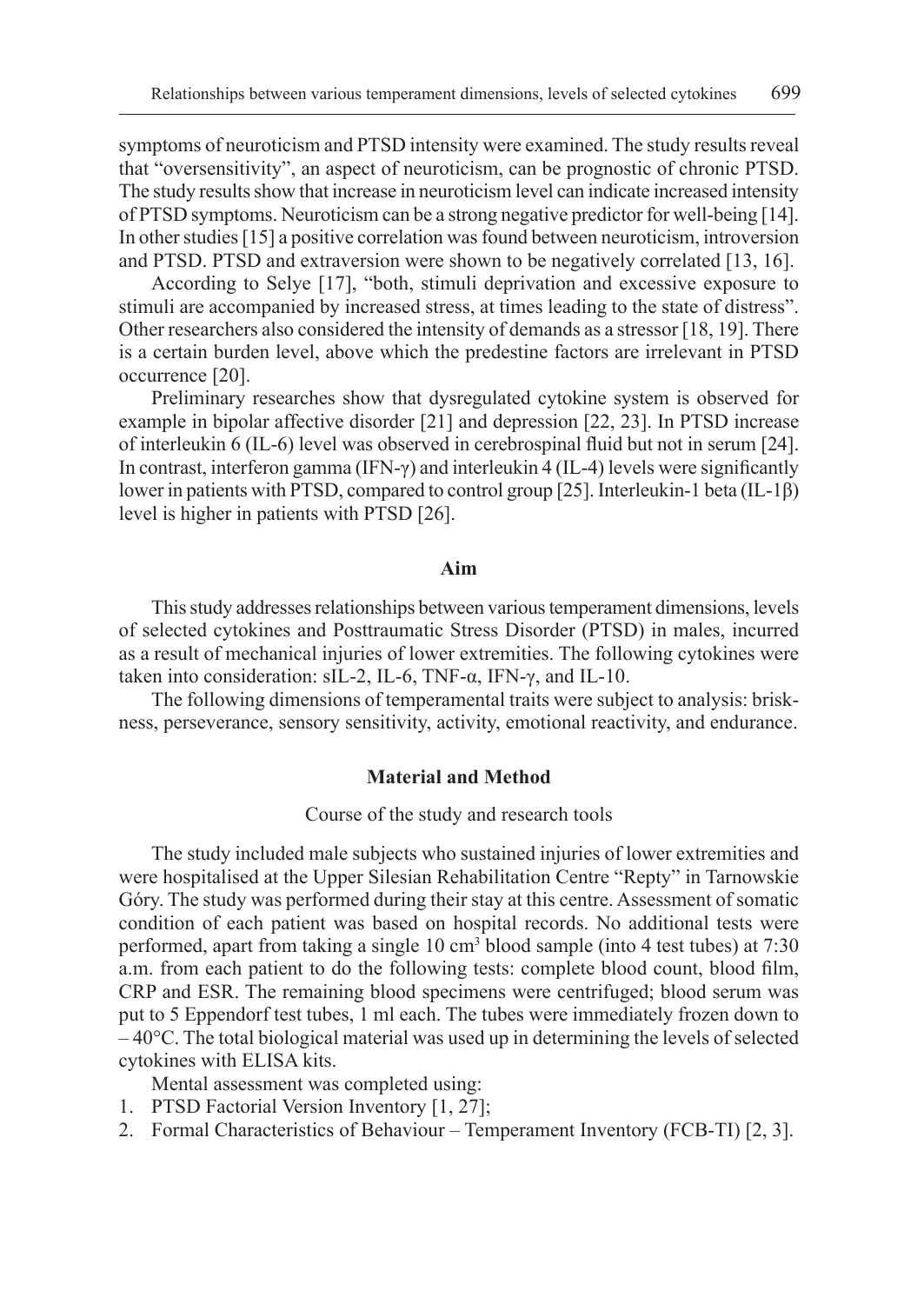symptoms of neuroticism and PTSD intensity were examined. The study results reveal that "oversensitivity", an aspect of neuroticism, can be prognostic of chronic PTSD. The study results show that increase in neuroticism level can indicate increased intensity of PTSD symptoms. Neuroticism can be a strong negative predictor for well-being [14]. In other studies [15] a positive correlation was found between neuroticism, introversion and PTSD. PTSD and extraversion were shown to be negatively correlated [13, 16].

According to Selye [17], "both, stimuli deprivation and excessive exposure to stimuli are accompanied by increased stress, at times leading to the state of distress". Other researchers also considered the intensity of demands as a stressor [18, 19]. There is a certain burden level, above which the predestine factors are irrelevant in PTSD occurrence [20].

Preliminary researches show that dysregulated cytokine system is observed for example in bipolar affective disorder [21] and depression [22, 23]. In PTSD increase of interleukin 6 (IL-6) level was observed in cerebrospinal fluid but not in serum [24]. In contrast, interferon gamma (IFN-γ) and interleukin 4 (IL-4) levels were significantly lower in patients with PTSD, compared to control group [25]. Interleukin-1 beta (IL-1β) level is higher in patients with PTSD [26].

## Aim

This study addresses relationships between various temperament dimensions, levels of selected cytokines and Posttraumatic Stress Disorder (PTSD) in males, incurred as a result of mechanical injuries of lower extremities. The following cytokines were taken into consideration: sIL-2, IL-6, TNF-α, IFN-γ, and IL-10.

The following dimensions of temperamental traits were subject to analysis: briskness, perseverance, sensory sensitivity, activity, emotional reactivity, and endurance.

## Material and Method

### Course of the study and research tools

The study included male subjects who sustained injuries of lower extremities and were hospitalised at the Upper Silesian Rehabilitation Centre "Repty" in Tarnowskie Góry. The study was performed during their stay at this centre. Assessment of somatic condition of each patient was based on hospital records. No additional tests were performed, apart from taking a single 10 $cm^3$ blood sample (into 4 test tubes) at 7:30 a.m. from each patient to do the following tests: complete blood count, blood film, CRP and ESR. The remaining blood specimens were centrifuged; blood serum was put to 5 Eppendorf test tubes, 1 ml each. The tubes were immediately frozen down to – 40°C. The total biological material was used up in determining the levels of selected cytokines with ELISA kits.

Mental assessment was completed using:

1. PTSD Factorial Version Inventory [1, 27];
2. Formal Characteristics of Behaviour – Temperament Inventory (FCB-TI) [2, 3].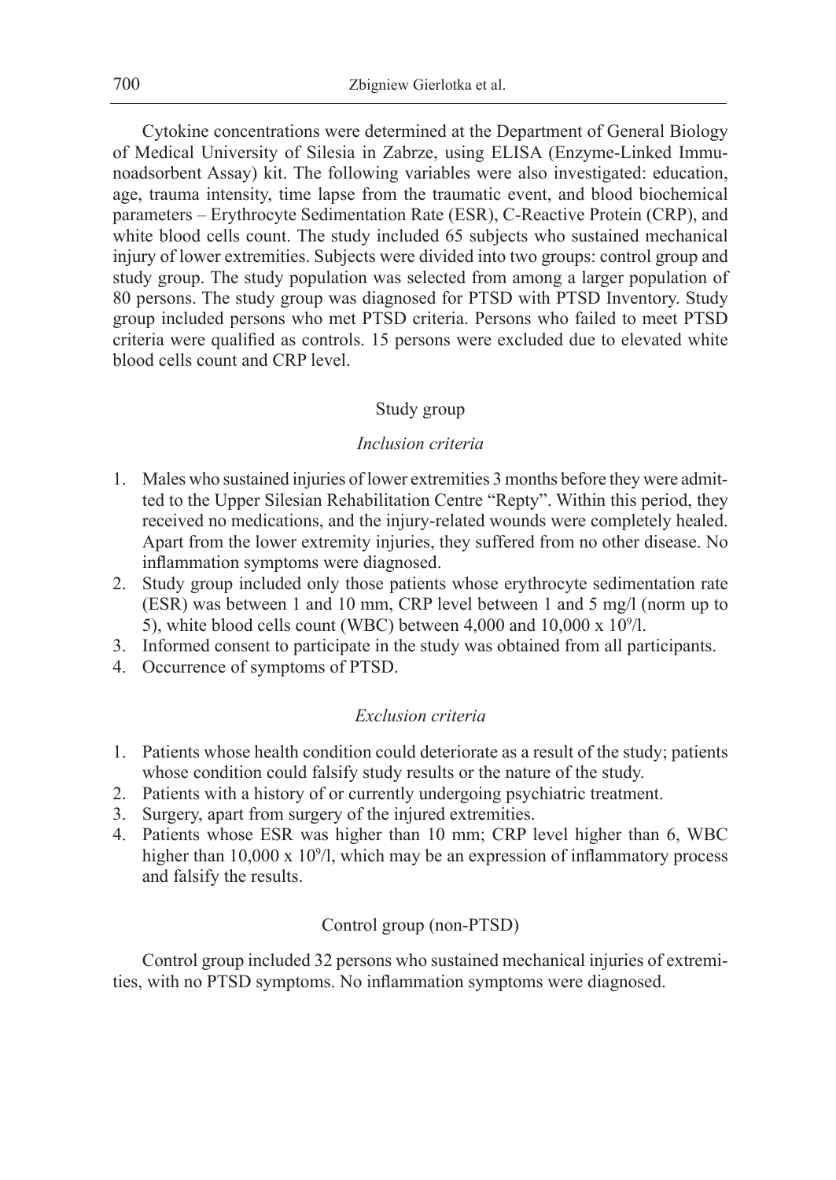Cytokine concentrations were determined at the Department of General Biology of Medical University of Silesia in Zabrze, using ELISA (Enzyme-Linked Immunoadsorbent Assay) kit. The following variables were also investigated: education, age, trauma intensity, time lapse from the traumatic event, and blood biochemical parameters – Erythrocyte Sedimentation Rate (ESR), C-Reactive Protein (CRP), and white blood cells count. The study included 65 subjects who sustained mechanical injury of lower extremities. Subjects were divided into two groups: control group and study group. The study population was selected from among a larger population of 80 persons. The study group was diagnosed for PTSD with PTSD Inventory. Study group included persons who met PTSD criteria. Persons who failed to meet PTSD criteria were qualified as controls. 15 persons were excluded due to elevated white blood cells count and CRP level.

### Study group

#### *Inclusion criteria*

1. Males who sustained injuries of lower extremities 3 months before they were admitted to the Upper Silesian Rehabilitation Centre "Repty". Within this period, they received no medications, and the injury-related wounds were completely healed. Apart from the lower extremity injuries, they suffered from no other disease. No inflammation symptoms were diagnosed.
2. Study group included only those patients whose erythrocyte sedimentation rate (ESR) was between 1 and 10 mm, CRP level between 1 and 5 mg/l (norm up to 5), white blood cells count (WBC) between 4,000 and 10,000 x $10^9$/l.
3. Informed consent to participate in the study was obtained from all participants.
4. Occurrence of symptoms of PTSD.

#### *Exclusion criteria*

1. Patients whose health condition could deteriorate as a result of the study; patients whose condition could falsify study results or the nature of the study.
2. Patients with a history of or currently undergoing psychiatric treatment.
3. Surgery, apart from surgery of the injured extremities.
4. Patients whose ESR was higher than 10 mm; CRP level higher than 6, WBC higher than 10,000 x $10^9$/l, which may be an expression of inflammatory process and falsify the results.

### Control group (non-PTSD)

Control group included 32 persons who sustained mechanical injuries of extremities, with no PTSD symptoms. No inflammation symptoms were diagnosed.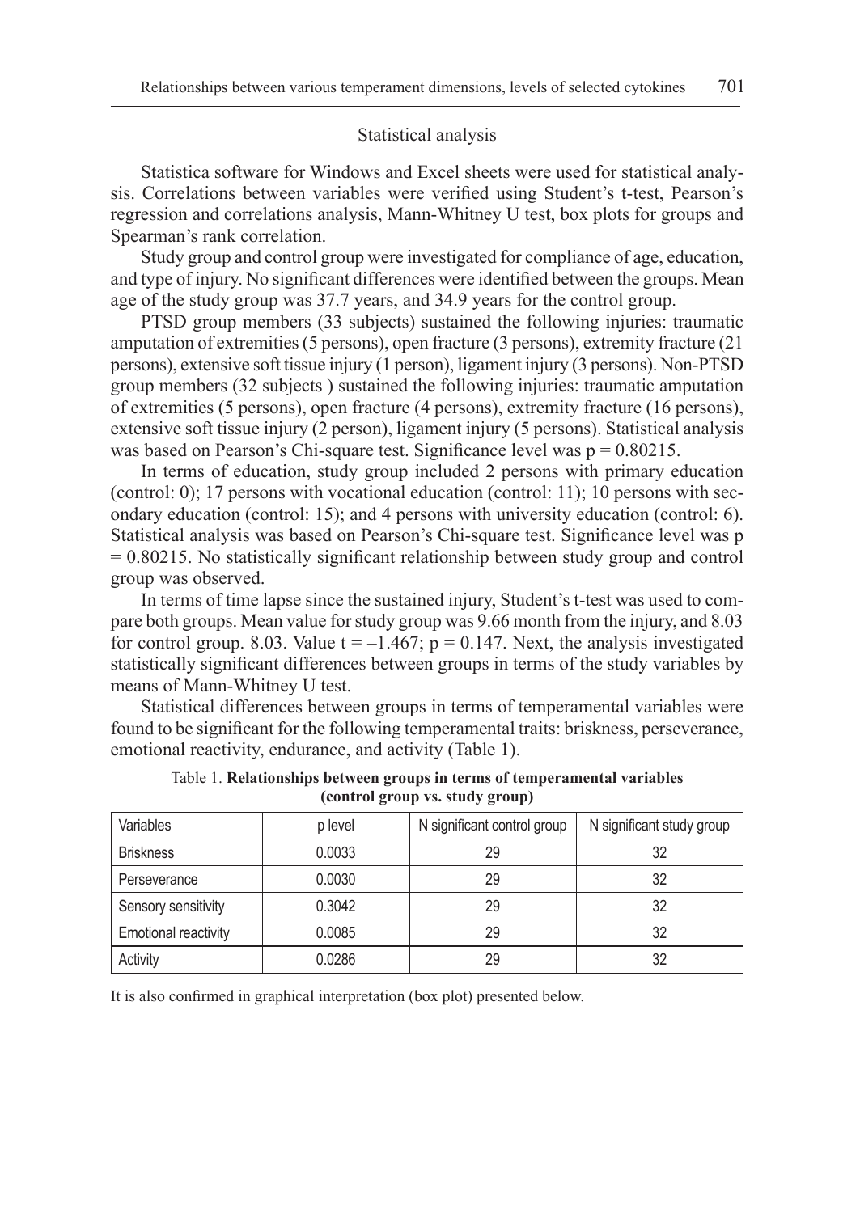## Statistical analysis

Statistica software for Windows and Excel sheets were used for statistical analysis. Correlations between variables were verified using Student's t-test, Pearson's regression and correlations analysis, Mann-Whitney U test, box plots for groups and Spearman's rank correlation.

Study group and control group were investigated for compliance of age, education, and type of injury. No significant differences were identified between the groups. Mean age of the study group was 37.7 years, and 34.9 years for the control group.

PTSD group members (33 subjects) sustained the following injuries: traumatic amputation of extremities (5 persons), open fracture (3 persons), extremity fracture (21 persons), extensive soft tissue injury (1 person), ligament injury (3 persons). Non-PTSD group members (32 subjects ) sustained the following injuries: traumatic amputation of extremities (5 persons), open fracture (4 persons), extremity fracture (16 persons), extensive soft tissue injury (2 person), ligament injury (5 persons). Statistical analysis was based on Pearson's Chi-square test. Significance level was $p = 0.80215$.

In terms of education, study group included 2 persons with primary education (control: 0); 17 persons with vocational education (control: 11); 10 persons with secondary education (control: 15); and 4 persons with university education (control: 6). Statistical analysis was based on Pearson's Chi-square test. Significance level was $p = 0.80215$. No statistically significant relationship between study group and control group was observed.

In terms of time lapse since the sustained injury, Student's t-test was used to compare both groups. Mean value for study group was 9.66 month from the injury, and 8.03 for control group. 8.03. Value $t = -1.467$; $p = 0.147$. Next, the analysis investigated statistically significant differences between groups in terms of the study variables by means of Mann-Whitney U test.

Statistical differences between groups in terms of temperamental variables were found to be significant for the following temperamental traits: briskness, perseverance, emotional reactivity, endurance, and activity (Table 1).

Table 1. **Relationships between groups in terms of temperamental variables (control group vs. study group)**

| Variables | p level | N significant control group | N significant study group |
|---|---|---|---|
| Briskness | 0.0033 | 29 | 32 |
| Perseverance | 0.0030 | 29 | 32 |
| Sensory sensitivity | 0.3042 | 29 | 32 |
| Emotional reactivity | 0.0085 | 29 | 32 |
| Activity | 0.0286 | 29 | 32 |

It is also confirmed in graphical interpretation (box plot) presented below.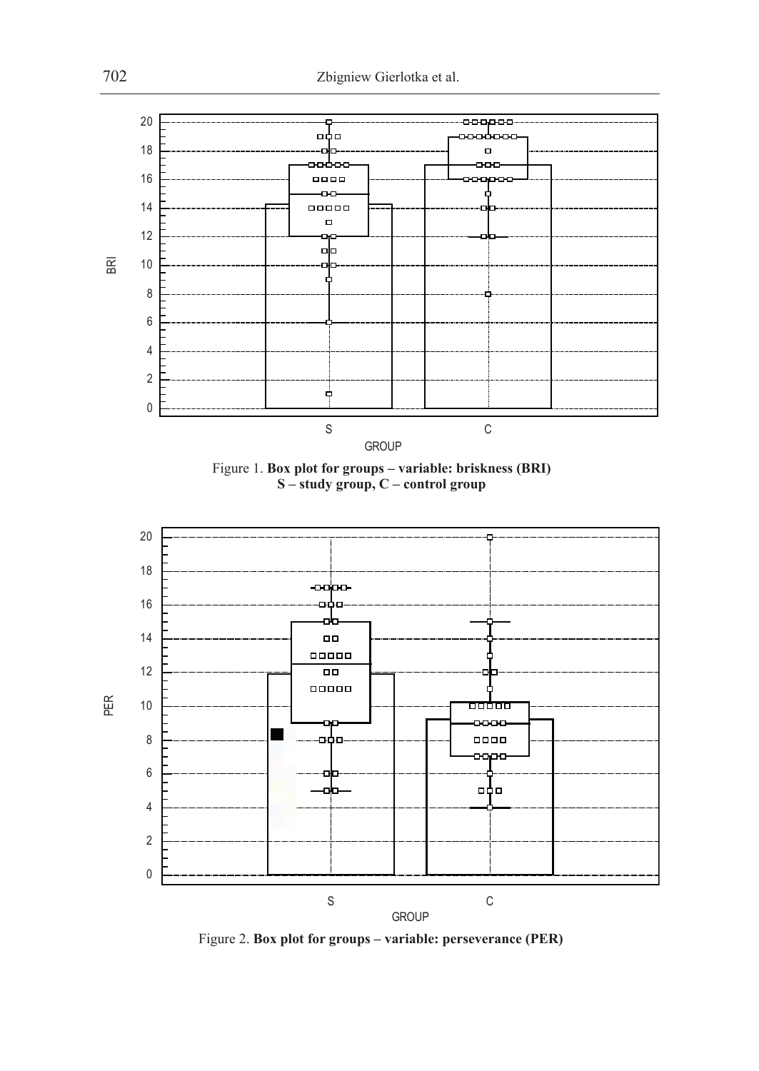Figure 1. **Box plot for groups – variable: briskness (BRI)**
**S – study group, C – control group**

Figure 2. **Box plot for groups – variable: perseverance (PER)**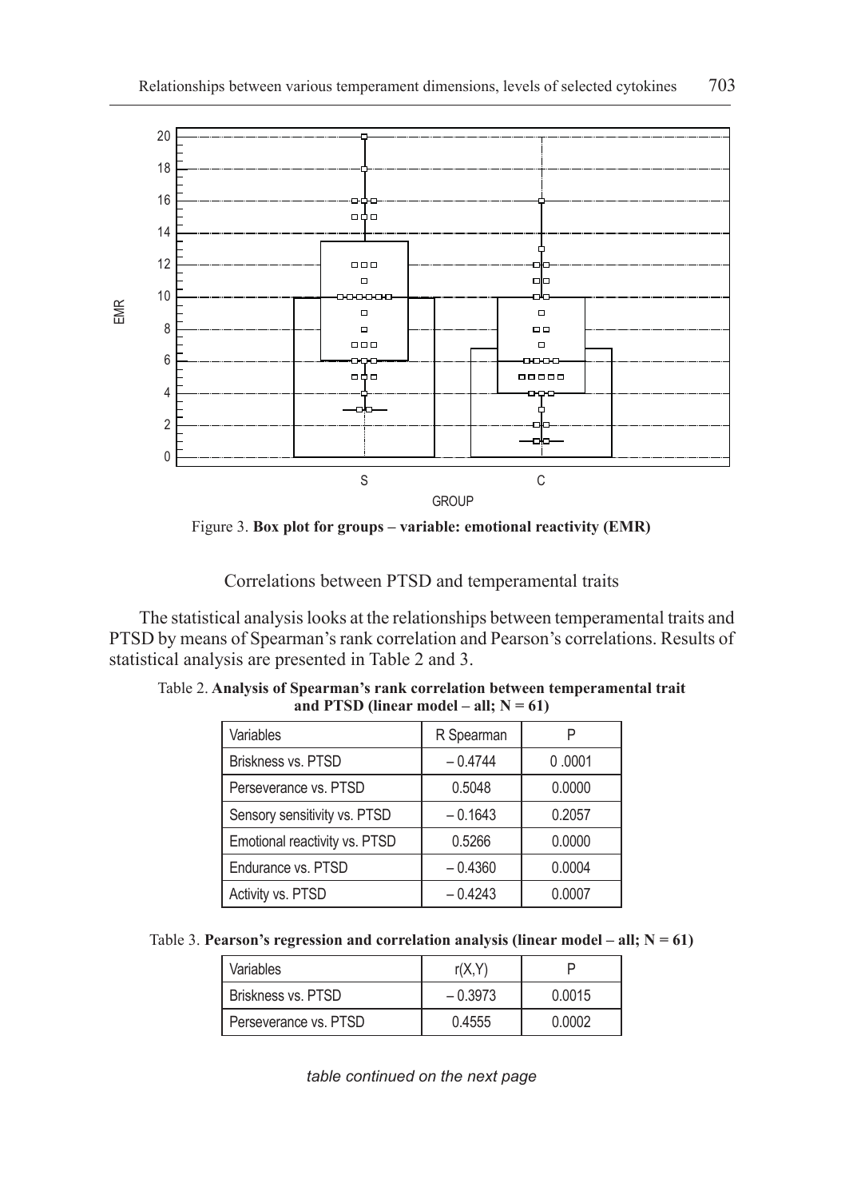Figure 3. **Box plot for groups – variable: emotional reactivity (EMR)**

## Correlations between PTSD and temperamental traits

The statistical analysis looks at the relationships between temperamental traits and PTSD by means of Spearman's rank correlation and Pearson's correlations. Results of statistical analysis are presented in Table 2 and 3.

Table 2. **Analysis of Spearman's rank correlation between temperamental trait and PTSD (linear model – all; N = 61)**

| Variables | R Spearman | P |
|---|---|---|
| Briskness vs. PTSD | – 0.4744 | 0 .0001 |
| Perseverance vs. PTSD | 0.5048 | 0.0000 |
| Sensory sensitivity vs. PTSD | – 0.1643 | 0.2057 |
| Emotional reactivity vs. PTSD | 0.5266 | 0.0000 |
| Endurance vs. PTSD | – 0.4360 | 0.0004 |
| Activity vs. PTSD | – 0.4243 | 0.0007 |

Table 3. **Pearson's regression and correlation analysis (linear model – all; N = 61)**

| Variables | r(X,Y) | P |
|---|---|---|
| Briskness vs. PTSD | – 0.3973 | 0.0015 |
| Perseverance vs. PTSD | 0.4555 | 0.0002 |

*table continued on the next page*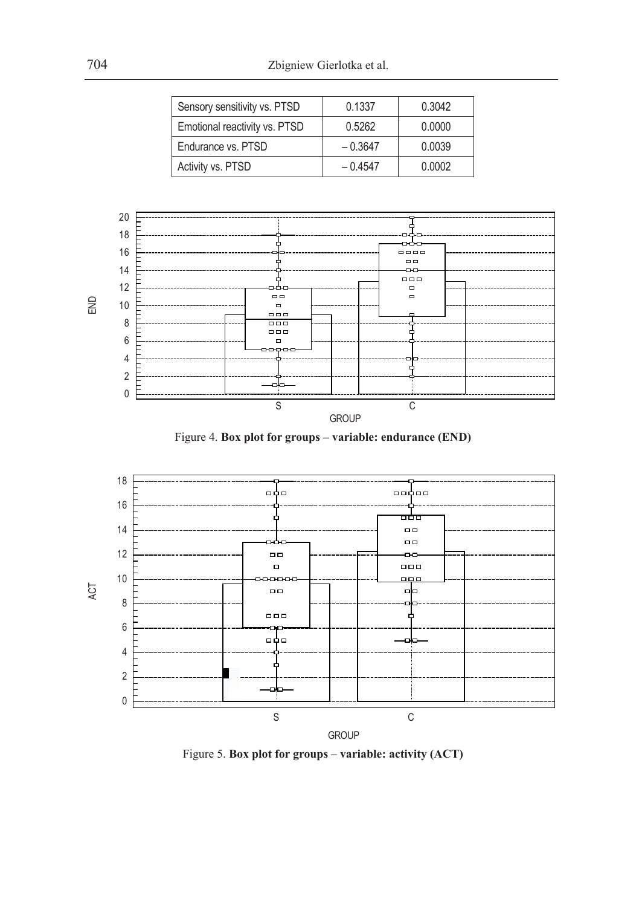| Sensory sensitivity vs. PTSD | 0.1337 | 0.3042 |
|---|---|---|
| Emotional reactivity vs. PTSD | 0.5262 | 0.0000 |
| Endurance vs. PTSD | – 0.3647 | 0.0039 |
| Activity vs. PTSD | – 0.4547 | 0.0002 |

Figure 4. **Box plot for groups – variable: endurance (END)**

Figure 5. **Box plot for groups – variable: activity (ACT)**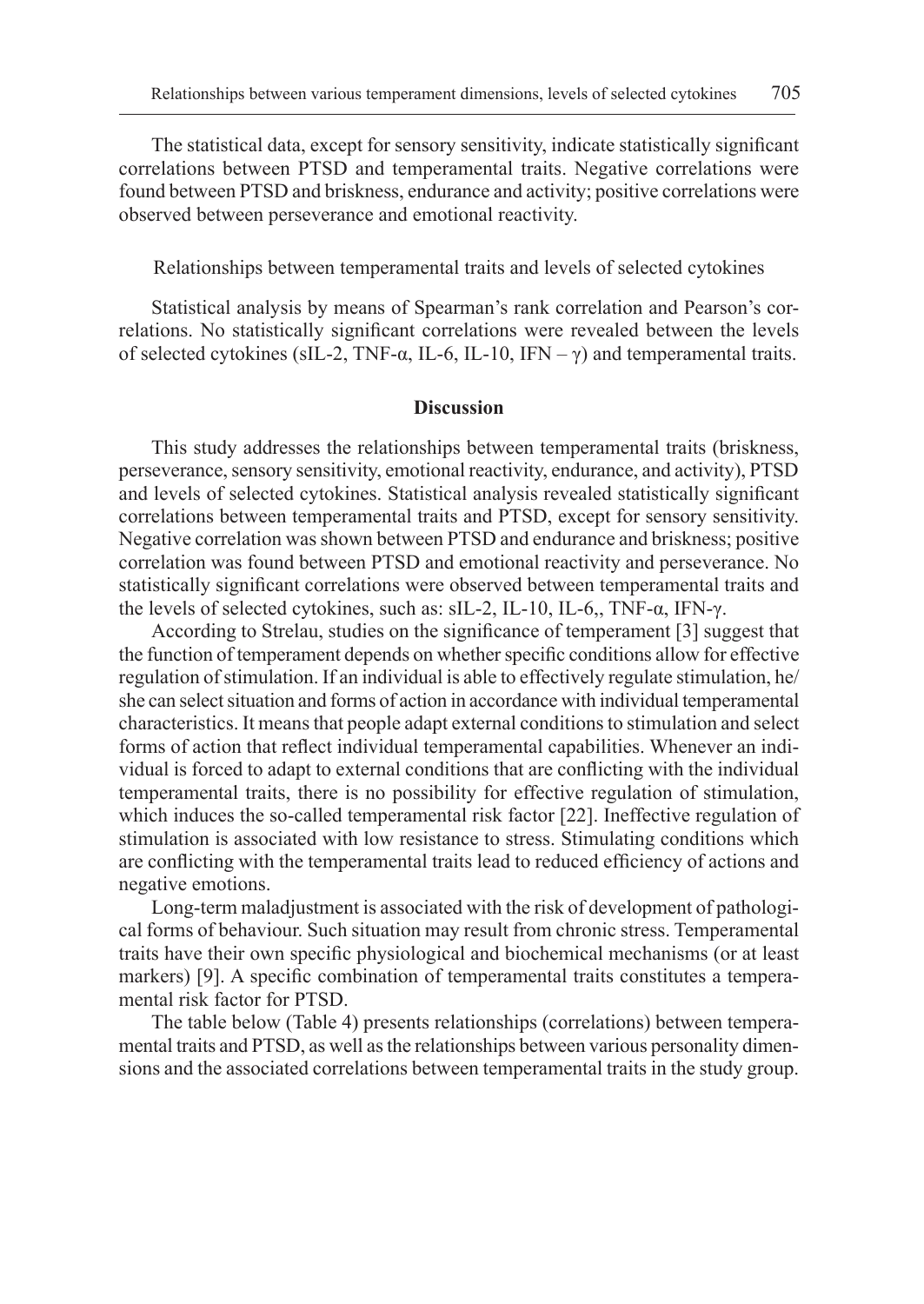The statistical data, except for sensory sensitivity, indicate statistically significant correlations between PTSD and temperamental traits. Negative correlations were found between PTSD and briskness, endurance and activity; positive correlations were observed between perseverance and emotional reactivity.

Relationships between temperamental traits and levels of selected cytokines

Statistical analysis by means of Spearman's rank correlation and Pearson's correlations. No statistically significant correlations were revealed between the levels of selected cytokines (sIL-2, TNF-α, IL-6, IL-10, IFN – γ) and temperamental traits.

## Discussion

This study addresses the relationships between temperamental traits (briskness, perseverance, sensory sensitivity, emotional reactivity, endurance, and activity), PTSD and levels of selected cytokines. Statistical analysis revealed statistically significant correlations between temperamental traits and PTSD, except for sensory sensitivity. Negative correlation was shown between PTSD and endurance and briskness; positive correlation was found between PTSD and emotional reactivity and perseverance. No statistically significant correlations were observed between temperamental traits and the levels of selected cytokines, such as: sIL-2, IL-10, IL-6,, TNF-α, IFN-γ.

According to Strelau, studies on the significance of temperament [3] suggest that the function of temperament depends on whether specific conditions allow for effective regulation of stimulation. If an individual is able to effectively regulate stimulation, he/she can select situation and forms of action in accordance with individual temperamental characteristics. It means that people adapt external conditions to stimulation and select forms of action that reflect individual temperamental capabilities. Whenever an individual is forced to adapt to external conditions that are conflicting with the individual temperamental traits, there is no possibility for effective regulation of stimulation, which induces the so-called temperamental risk factor [22]. Ineffective regulation of stimulation is associated with low resistance to stress. Stimulating conditions which are conflicting with the temperamental traits lead to reduced efficiency of actions and negative emotions.

Long-term maladjustment is associated with the risk of development of pathological forms of behaviour. Such situation may result from chronic stress. Temperamental traits have their own specific physiological and biochemical mechanisms (or at least markers) [9]. A specific combination of temperamental traits constitutes a temperamental risk factor for PTSD.

The table below (Table 4) presents relationships (correlations) between temperamental traits and PTSD, as well as the relationships between various personality dimensions and the associated correlations between temperamental traits in the study group.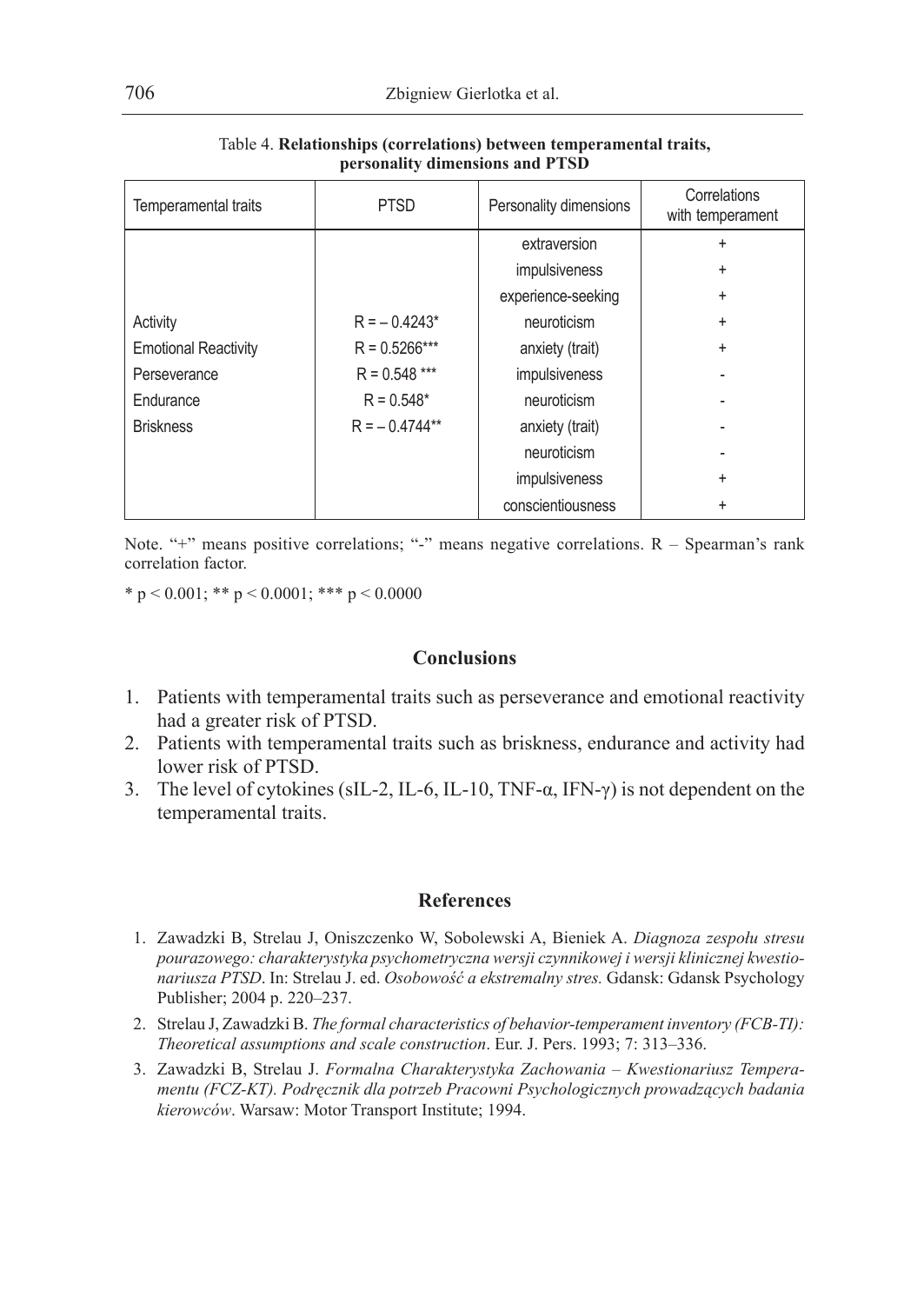Table 4. **Relationships (correlations) between temperamental traits, personality dimensions and PTSD**

| Temperamental traits | PTSD | Personality dimensions | Correlations with temperament |
|---|---|---|---|
| | | extraversion | + |
| | | impulsiveness | + |
| | | experience-seeking | + |
| Activity | R = – 0.4243* | neuroticism | + |
| Emotional Reactivity | R = 0.5266*** | anxiety (trait) | + |
| Perseverance | R = 0.548 *** | impulsiveness | - |
| Endurance | R = 0.548* | neuroticism | - |
| Briskness | R = – 0.4744** | anxiety (trait) | - |
| | | neuroticism | - |
| | | impulsiveness | + |
| | | conscientiousness | + |

Note. "+" means positive correlations; "-" means negative correlations. R – Spearman's rank correlation factor.

* p < 0.001; ** p < 0.0001; *** p < 0.0000

## Conclusions

1. Patients with temperamental traits such as perseverance and emotional reactivity had a greater risk of PTSD.
2. Patients with temperamental traits such as briskness, endurance and activity had lower risk of PTSD.
3. The level of cytokines (sIL-2, IL-6, IL-10, TNF-α, IFN-γ) is not dependent on the temperamental traits.

## References

1. Zawadzki B, Strelau J, Oniszczenko W, Sobolewski A, Bieniek A. *Diagnoza zespołu stresu pourazowego: charakterystyka psychometryczna wersji czynnikowej i wersji klinicznej kwestionariusza PTSD*. In: Strelau J. ed. *Osobowość a ekstremalny stres.* Gdansk: Gdansk Psychology Publisher; 2004 p. 220–237.
2. Strelau J, Zawadzki B. *The formal characteristics of behavior-temperament inventory (FCB-TI): Theoretical assumptions and scale construction*. Eur. J. Pers. 1993; 7: 313–336.
3. Zawadzki B, Strelau J. *Formalna Charakterystyka Zachowania – Kwestionariusz Temperamentu (FCZ-KT). Podręcznik dla potrzeb Pracowni Psychologicznych prowadzących badania kierowców*. Warsaw: Motor Transport Institute; 1994.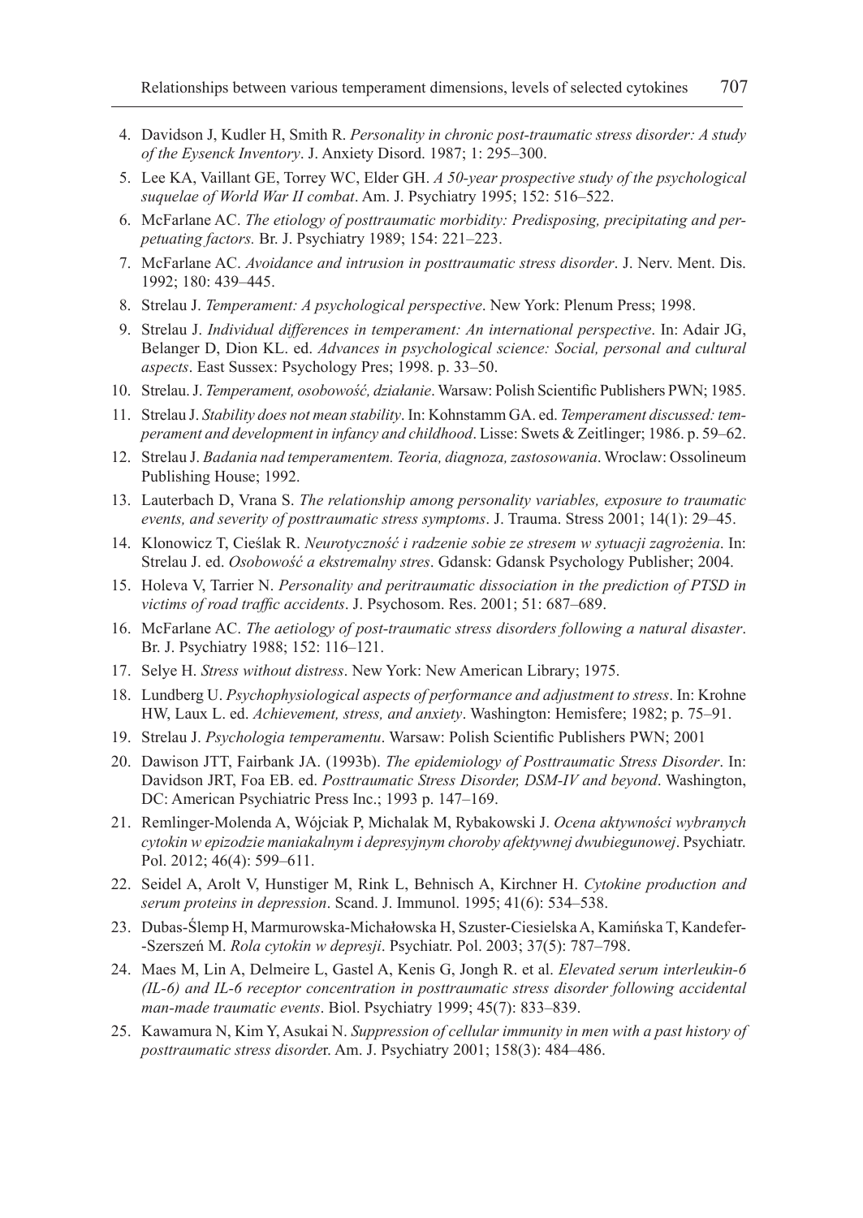4. Davidson J, Kudler H, Smith R. *Personality in chronic post-traumatic stress disorder: A study of the Eysenck Inventory*. J. Anxiety Disord. 1987; 1: 295–300.
5. Lee KA, Vaillant GE, Torrey WC, Elder GH. *A 50-year prospective study of the psychological suquelae of World War II combat*. Am. J. Psychiatry 1995; 152: 516–522.
6. McFarlane AC. *The etiology of posttraumatic morbidity: Predisposing, precipitating and perpetuating factors.* Br. J. Psychiatry 1989; 154: 221–223.
7. McFarlane AC. *Avoidance and intrusion in posttraumatic stress disorder*. J. Nerv. Ment. Dis. 1992; 180: 439–445.
8. Strelau J. *Temperament: A psychological perspective*. New York: Plenum Press; 1998.
9. Strelau J. *Individual differences in temperament: An international perspective*. In: Adair JG, Belanger D, Dion KL. ed. *Advances in psychological science: Social, personal and cultural aspects*. East Sussex: Psychology Pres; 1998. p. 33–50.
10. Strelau. J. *Temperament, osobowość, działanie*. Warsaw: Polish Scientific Publishers PWN; 1985.
11. Strelau J. *Stability does not mean stability*. In: Kohnstamm GA. ed. *Temperament discussed: temperament and development in infancy and childhood*. Lisse: Swets & Zeitlinger; 1986. p. 59–62.
12. Strelau J. *Badania nad temperamentem. Teoria, diagnoza, zastosowania*. Wroclaw: Ossolineum Publishing House; 1992.
13. Lauterbach D, Vrana S. *The relationship among personality variables, exposure to traumatic events, and severity of posttraumatic stress symptoms*. J. Trauma. Stress 2001; 14(1): 29–45.
14. Klonowicz T, Cieślak R. *Neurotyczność i radzenie sobie ze stresem w sytuacji zagrożenia*. In: Strelau J. ed. *Osobowość a ekstremalny stres*. Gdansk: Gdansk Psychology Publisher; 2004.
15. Holeva V, Tarrier N. *Personality and peritraumatic dissociation in the prediction of PTSD in victims of road traffic accidents*. J. Psychosom. Res. 2001; 51: 687–689.
16. McFarlane AC. *The aetiology of post-traumatic stress disorders following a natural disaster*. Br. J. Psychiatry 1988; 152: 116–121.
17. Selye H. *Stress without distress*. New York: New American Library; 1975.
18. Lundberg U. *Psychophysiological aspects of performance and adjustment to stress*. In: Krohne HW, Laux L. ed. *Achievement, stress, and anxiety*. Washington: Hemisfere; 1982; p. 75–91.
19. Strelau J. *Psychologia temperamentu*. Warsaw: Polish Scientific Publishers PWN; 2001
20. Dawison JTT, Fairbank JA. (1993b). *The epidemiology of Posttraumatic Stress Disorder*. In: Davidson JRT, Foa EB. ed. *Posttraumatic Stress Disorder, DSM-IV and beyond*. Washington, DC: American Psychiatric Press Inc.; 1993 p. 147–169.
21. Remlinger-Molenda A, Wójciak P, Michalak M, Rybakowski J. *Ocena aktywności wybranych cytokin w epizodzie maniakalnym i depresyjnym choroby afektywnej dwubiegunowej*. Psychiatr. Pol. 2012; 46(4): 599–611.
22. Seidel A, Arolt V, Hunstiger M, Rink L, Behnisch A, Kirchner H. *Cytokine production and serum proteins in depression*. Scand. J. Immunol. 1995; 41(6): 534–538.
23. Dubas-Ślemp H, Marmurowska-Michałowska H, Szuster-Ciesielska A, Kamińska T, Kandefer-Szerszeń M. *Rola cytokin w depresji*. Psychiatr. Pol. 2003; 37(5): 787–798.
24. Maes M, Lin A, Delmeire L, Gastel A, Kenis G, Jongh R. et al. *Elevated serum interleukin-6 (IL-6) and IL-6 receptor concentration in posttraumatic stress disorder following accidental man-made traumatic events*. Biol. Psychiatry 1999; 45(7): 833–839.
25. Kawamura N, Kim Y, Asukai N. *Suppression of cellular immunity in men with a past history of posttraumatic stress disorde*r. Am. J. Psychiatry 2001; 158(3): 484–486.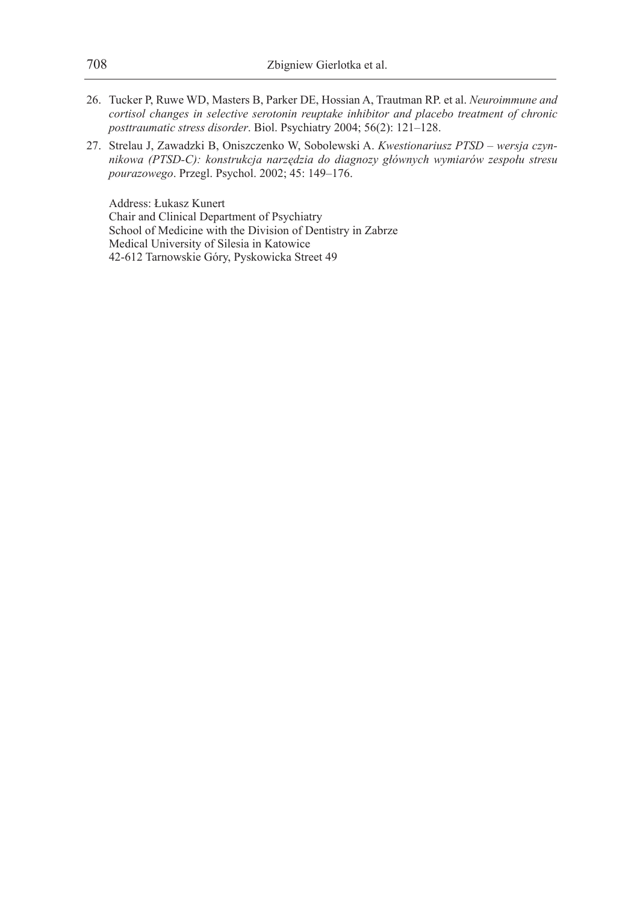26. Tucker P, Ruwe WD, Masters B, Parker DE, Hossian A, Trautman RP. et al. *Neuroimmune and cortisol changes in selective serotonin reuptake inhibitor and placebo treatment of chronic posttraumatic stress disorder*. Biol. Psychiatry 2004; 56(2): 121–128.
27. Strelau J, Zawadzki B, Oniszczenko W, Sobolewski A. *Kwestionariusz PTSD – wersja czynnikowa (PTSD-C): konstrukcja narzędzia do diagnozy głównych wymiarów zespołu stresu pourazowego*. Przegl. Psychol. 2002; 45: 149–176.

Address: Łukasz Kunert
Chair and Clinical Department of Psychiatry
School of Medicine with the Division of Dentistry in Zabrze
Medical University of Silesia in Katowice
42-612 Tarnowskie Góry, Pyskowicka Street 49